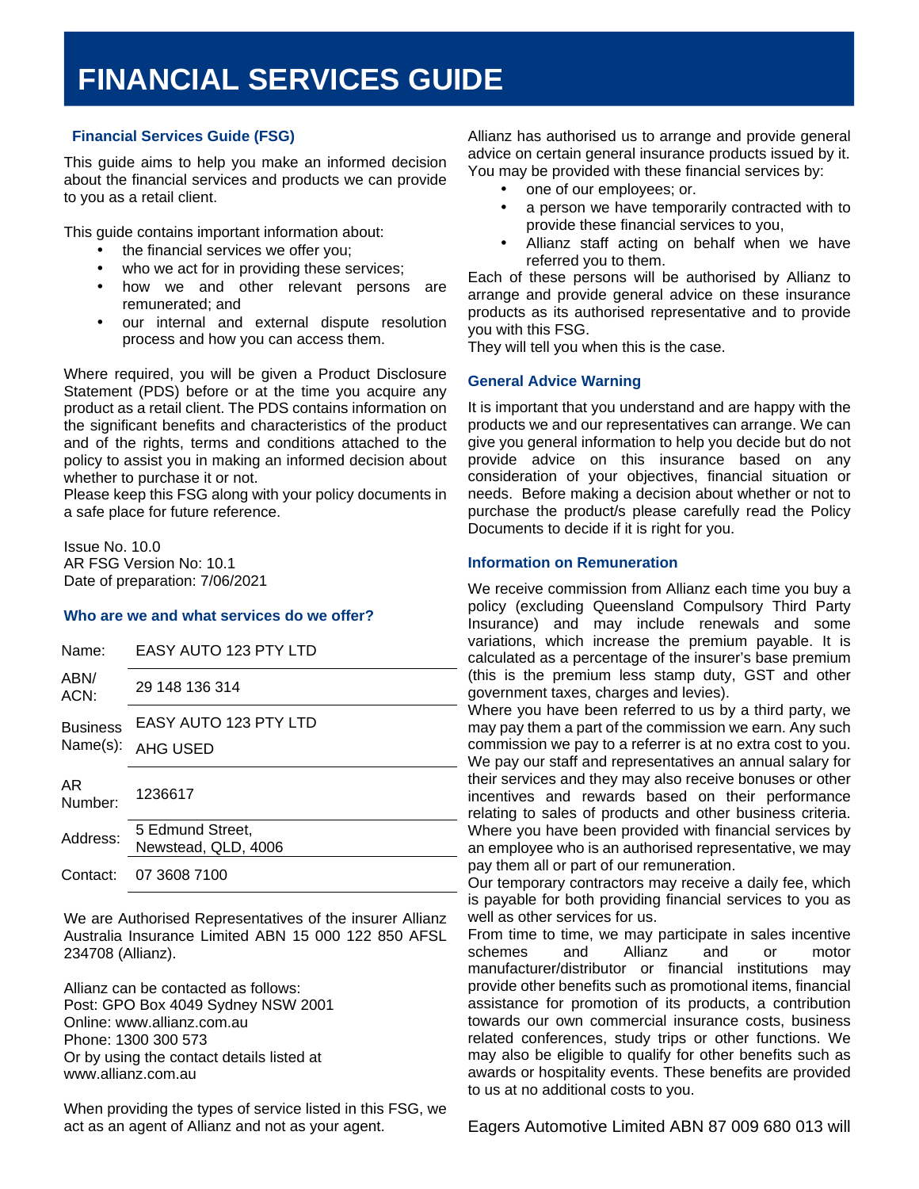# FINANCIAL SERVICES GUIDE

### Financial Services Guide (FSG)

This guide aims to help you make an informed decision about the financial services and products we can provide to you as a retail client.

This guide contains important information about:

- the financial services we offer you;
- who we act for in providing these services;
- how we and other relevant persons are remunerated; and
- our internal and external dispute resolution process and how you can access them.

Where required, you will be given a Product Disclosure Statement (PDS) before or at the time you acquire any product as a retail client. The PDS contains information on the significant benefits and characteristics of the product and of the rights, terms and conditions attached to the policy to assist you in making an informed decision about whether to purchase it or not.

Please keep this FSG along with your policy documents in a safe place for future reference.

Issue No. 10.0
AR FSG Version No: 10.1
Date of preparation: 7/06/2021

### Who are we and what services do we offer?

| | |
|---|---|
| Name: | EASY AUTO 123 PTY LTD |
| ABN/ ACN: | 29 148 136 314 |
| Business Name(s): | EASY AUTO 123 PTY LTD<br>AHG USED |
| AR Number: | 1236617 |
| Address: | 5 Edmund Street, Newstead, QLD, 4006 |
| Contact: | 07 3608 7100 |

We are Authorised Representatives of the insurer Allianz Australia Insurance Limited ABN 15 000 122 850 AFSL 234708 (Allianz).

Allianz can be contacted as follows:
Post: GPO Box 4049 Sydney NSW 2001
Online: www.allianz.com.au
Phone: 1300 300 573
Or by using the contact details listed at www.allianz.com.au

When providing the types of service listed in this FSG, we act as an agent of Allianz and not as your agent.

Allianz has authorised us to arrange and provide general advice on certain general insurance products issued by it. You may be provided with these financial services by:

- one of our employees; or.
- a person we have temporarily contracted with to provide these financial services to you,
- Allianz staff acting on behalf when we have referred you to them.

Each of these persons will be authorised by Allianz to arrange and provide general advice on these insurance products as its authorised representative and to provide you with this FSG.
They will tell you when this is the case.

### General Advice Warning

It is important that you understand and are happy with the products we and our representatives can arrange. We can give you general information to help you decide but do not provide advice on this insurance based on any consideration of your objectives, financial situation or needs. Before making a decision about whether or not to purchase the product/s please carefully read the Policy Documents to decide if it is right for you.

### Information on Remuneration

We receive commission from Allianz each time you buy a policy (excluding Queensland Compulsory Third Party Insurance) and may include renewals and some variations, which increase the premium payable. It is calculated as a percentage of the insurer's base premium (this is the premium less stamp duty, GST and other government taxes, charges and levies).
Where you have been referred to us by a third party, we may pay them a part of the commission we earn. Any such commission we pay to a referrer is at no extra cost to you.
We pay our staff and representatives an annual salary for their services and they may also receive bonuses or other incentives and rewards based on their performance relating to sales of products and other business criteria.
Where you have been provided with financial services by an employee who is an authorised representative, we may pay them all or part of our remuneration.
Our temporary contractors may receive a daily fee, which is payable for both providing financial services to you as well as other services for us.
From time to time, we may participate in sales incentive schemes and Allianz and or motor manufacturer/distributor or financial institutions may provide other benefits such as promotional items, financial assistance for promotion of its products, a contribution towards our own commercial insurance costs, business related conferences, study trips or other functions. We may also be eligible to qualify for other benefits such as awards or hospitality events. These benefits are provided to us at no additional costs to you.

Eagers Automotive Limited ABN 87 009 680 013 will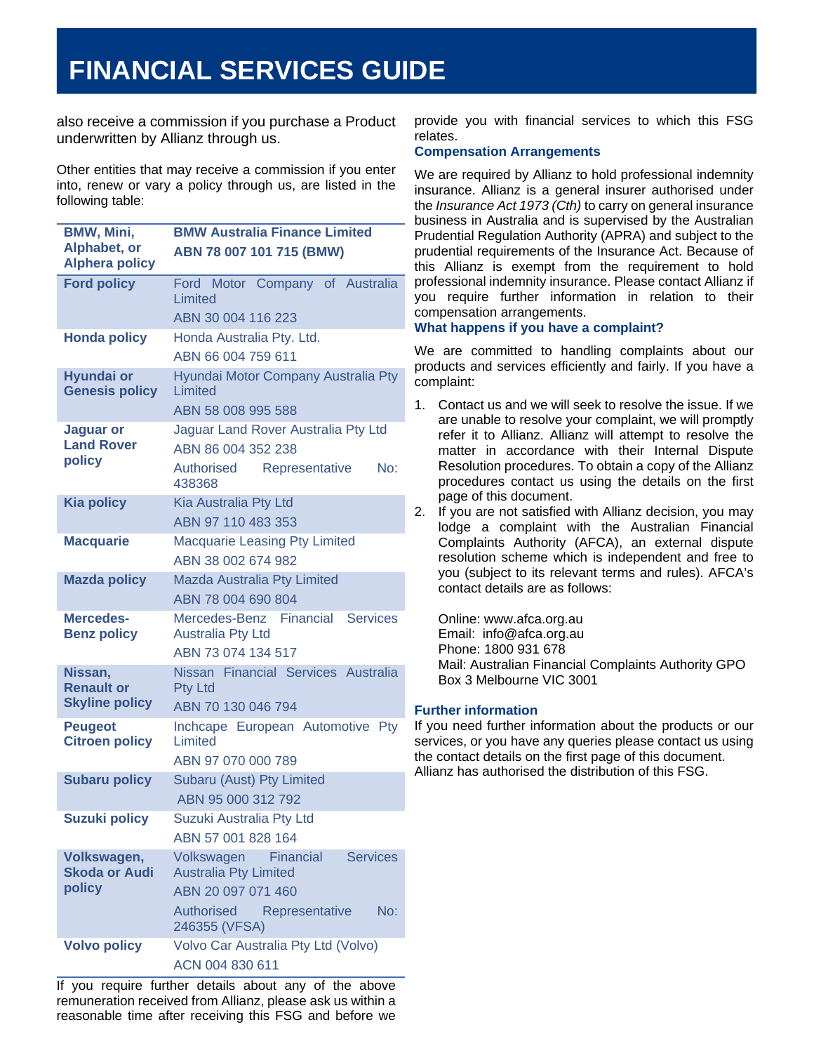# FINANCIAL SERVICES GUIDE

also receive a commission if you purchase a Product underwritten by Allianz through us.

Other entities that may receive a commission if you enter into, renew or vary a policy through us, are listed in the following table:

| | |
|---|---|
| **BMW, Mini, Alphabet, or Alphera policy** | **BMW Australia Finance Limited**<br>**ABN 78 007 101 715 (BMW)** |
| **Ford policy** | Ford Motor Company of Australia Limited<br>ABN 30 004 116 223 |
| **Honda policy** | Honda Australia Pty. Ltd.<br>ABN 66 004 759 611 |
| **Hyundai or Genesis policy** | Hyundai Motor Company Australia Pty Limited<br>ABN 58 008 995 588 |
| **Jaguar or Land Rover policy** | Jaguar Land Rover Australia Pty Ltd<br>ABN 86 004 352 238<br>Authorised Representative No: 438368 |
| **Kia policy** | Kia Australia Pty Ltd<br>ABN 97 110 483 353 |
| **Macquarie** | Macquarie Leasing Pty Limited<br>ABN 38 002 674 982 |
| **Mazda policy** | Mazda Australia Pty Limited<br>ABN 78 004 690 804 |
| **Mercedes-Benz policy** | Mercedes-Benz Financial Services Australia Pty Ltd<br>ABN 73 074 134 517 |
| **Nissan, Renault or Skyline policy** | Nissan Financial Services Australia Pty Ltd<br>ABN 70 130 046 794 |
| **Peugeot Citroen policy** | Inchcape European Automotive Pty Limited<br>ABN 97 070 000 789 |
| **Subaru policy** | Subaru (Aust) Pty Limited<br>ABN 95 000 312 792 |
| **Suzuki policy** | Suzuki Australia Pty Ltd<br>ABN 57 001 828 164 |
| **Volkswagen, Skoda or Audi policy** | Volkswagen Financial Services Australia Pty Limited<br>ABN 20 097 071 460<br>Authorised Representative No: 246355 (VFSA) |
| **Volvo policy** | Volvo Car Australia Pty Ltd (Volvo)<br>ACN 004 830 611 |

If you require further details about any of the above remuneration received from Allianz, please ask us within a reasonable time after receiving this FSG and before we provide you with financial services to which this FSG relates.

### Compensation Arrangements

We are required by Allianz to hold professional indemnity insurance. Allianz is a general insurer authorised under the *Insurance Act 1973 (Cth)* to carry on general insurance business in Australia and is supervised by the Australian Prudential Regulation Authority (APRA) and subject to the prudential requirements of the Insurance Act. Because of this Allianz is exempt from the requirement to hold professional indemnity insurance. Please contact Allianz if you require further information in relation to their compensation arrangements.

### What happens if you have a complaint?

We are committed to handling complaints about our products and services efficiently and fairly. If you have a complaint:

1. Contact us and we will seek to resolve the issue. If we are unable to resolve your complaint, we will promptly refer it to Allianz. Allianz will attempt to resolve the matter in accordance with their Internal Dispute Resolution procedures. To obtain a copy of the Allianz procedures contact us using the details on the first page of this document.
2. If you are not satisfied with Allianz decision, you may lodge a complaint with the Australian Financial Complaints Authority (AFCA), an external dispute resolution scheme which is independent and free to you (subject to its relevant terms and rules). AFCA's contact details are as follows:

   Online: www.afca.org.au
   Email: info@afca.org.au
   Phone: 1800 931 678
   Mail: Australian Financial Complaints Authority GPO Box 3 Melbourne VIC 3001

### Further information

If you need further information about the products or our services, or you have any queries please contact us using the contact details on the first page of this document.
Allianz has authorised the distribution of this FSG.